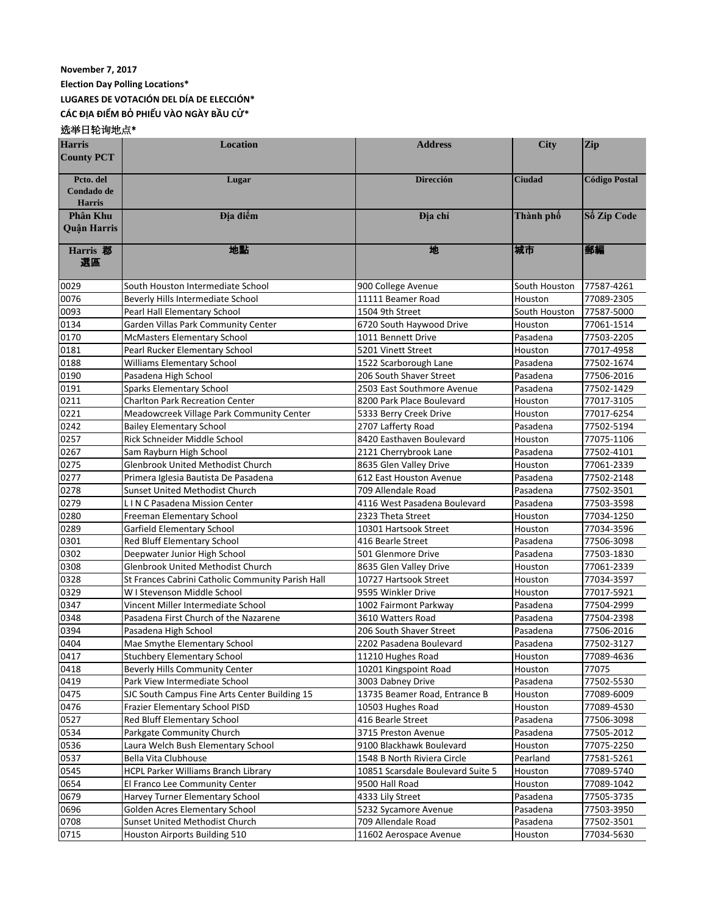**November 7, 2017**

**Election Day Polling Locations***

**LUGARES DE VOTACIÓN DEL DÍA DE ELECCIÓN***

**CÁC ĐỊA ĐIỂM BỎ PHIẾU VÀO NGÀY BẦU CỬ***

**选举日轮询地点***

| Harris County PCT<br>Pcto. del Condado de Harris<br>Phân Khu Quận Harris<br>Harris 郡選區 | Location<br>Lugar<br>Địa điểm<br>地點 | Address<br>Dirección<br>Địa chỉ<br>地 | City<br>Ciudad<br>Thành phố<br>城市 | Zip<br>Código Postal<br>Số Zip Code<br>郵編 |
|---|---|---|---|---|
| 0029 | South Houston Intermediate School | 900 College Avenue | South Houston | 77587-4261 |
| 0076 | Beverly Hills Intermediate School | 11111 Beamer Road | Houston | 77089-2305 |
| 0093 | Pearl Hall Elementary School | 1504 9th Street | South Houston | 77587-5000 |
| 0134 | Garden Villas Park Community Center | 6720 South Haywood Drive | Houston | 77061-1514 |
| 0170 | McMasters Elementary School | 1011 Bennett Drive | Pasadena | 77503-2205 |
| 0181 | Pearl Rucker Elementary School | 5201 Vinett Street | Houston | 77017-4958 |
| 0188 | Williams Elementary School | 1522 Scarborough Lane | Pasadena | 77502-1674 |
| 0190 | Pasadena High School | 206 South Shaver Street | Pasadena | 77506-2016 |
| 0191 | Sparks Elementary School | 2503 East Southmore Avenue | Pasadena | 77502-1429 |
| 0211 | Charlton Park Recreation Center | 8200 Park Place Boulevard | Houston | 77017-3105 |
| 0221 | Meadowcreek Village Park Community Center | 5333 Berry Creek Drive | Houston | 77017-6254 |
| 0242 | Bailey Elementary School | 2707 Lafferty Road | Pasadena | 77502-5194 |
| 0257 | Rick Schneider Middle School | 8420 Easthaven Boulevard | Houston | 77075-1106 |
| 0267 | Sam Rayburn High School | 2121 Cherrybrook Lane | Pasadena | 77502-4101 |
| 0275 | Glenbrook United Methodist Church | 8635 Glen Valley Drive | Houston | 77061-2339 |
| 0277 | Primera Iglesia Bautista De Pasadena | 612 East Houston Avenue | Pasadena | 77502-2148 |
| 0278 | Sunset United Methodist Church | 709 Allendale Road | Pasadena | 77502-3501 |
| 0279 | L I N C Pasadena Mission Center | 4116 West Pasadena Boulevard | Pasadena | 77503-3598 |
| 0280 | Freeman Elementary School | 2323 Theta Street | Houston | 77034-1250 |
| 0289 | Garfield Elementary School | 10301 Hartsook Street | Houston | 77034-3596 |
| 0301 | Red Bluff Elementary School | 416 Bearle Street | Pasadena | 77506-3098 |
| 0302 | Deepwater Junior High School | 501 Glenmore Drive | Pasadena | 77503-1830 |
| 0308 | Glenbrook United Methodist Church | 8635 Glen Valley Drive | Houston | 77061-2339 |
| 0328 | St Frances Cabrini Catholic Community Parish Hall | 10727 Hartsook Street | Houston | 77034-3597 |
| 0329 | W I Stevenson Middle School | 9595 Winkler Drive | Houston | 77017-5921 |
| 0347 | Vincent Miller Intermediate School | 1002 Fairmont Parkway | Pasadena | 77504-2999 |
| 0348 | Pasadena First Church of the Nazarene | 3610 Watters Road | Pasadena | 77504-2398 |
| 0394 | Pasadena High School | 206 South Shaver Street | Pasadena | 77506-2016 |
| 0404 | Mae Smythe Elementary School | 2202 Pasadena Boulevard | Pasadena | 77502-3127 |
| 0417 | Stuchbery Elementary School | 11210 Hughes Road | Houston | 77089-4636 |
| 0418 | Beverly Hills Community Center | 10201 Kingspoint Road | Houston | 77075 |
| 0419 | Park View Intermediate School | 3003 Dabney Drive | Pasadena | 77502-5530 |
| 0475 | SJC South Campus Fine Arts Center Building 15 | 13735 Beamer Road, Entrance B | Houston | 77089-6009 |
| 0476 | Frazier Elementary School PISD | 10503 Hughes Road | Houston | 77089-4530 |
| 0527 | Red Bluff Elementary School | 416 Bearle Street | Pasadena | 77506-3098 |
| 0534 | Parkgate Community Church | 3715 Preston Avenue | Pasadena | 77505-2012 |
| 0536 | Laura Welch Bush Elementary School | 9100 Blackhawk Boulevard | Houston | 77075-2250 |
| 0537 | Bella Vita Clubhouse | 1548 B North Riviera Circle | Pearland | 77581-5261 |
| 0545 | HCPL Parker Williams Branch Library | 10851 Scarsdale Boulevard Suite 5 | Houston | 77089-5740 |
| 0654 | El Franco Lee Community Center | 9500 Hall Road | Houston | 77089-1042 |
| 0679 | Harvey Turner Elementary School | 4333 Lily Street | Pasadena | 77505-3735 |
| 0696 | Golden Acres Elementary School | 5232 Sycamore Avenue | Pasadena | 77503-3950 |
| 0708 | Sunset United Methodist Church | 709 Allendale Road | Pasadena | 77502-3501 |
| 0715 | Houston Airports Building 510 | 11602 Aerospace Avenue | Houston | 77034-5630 |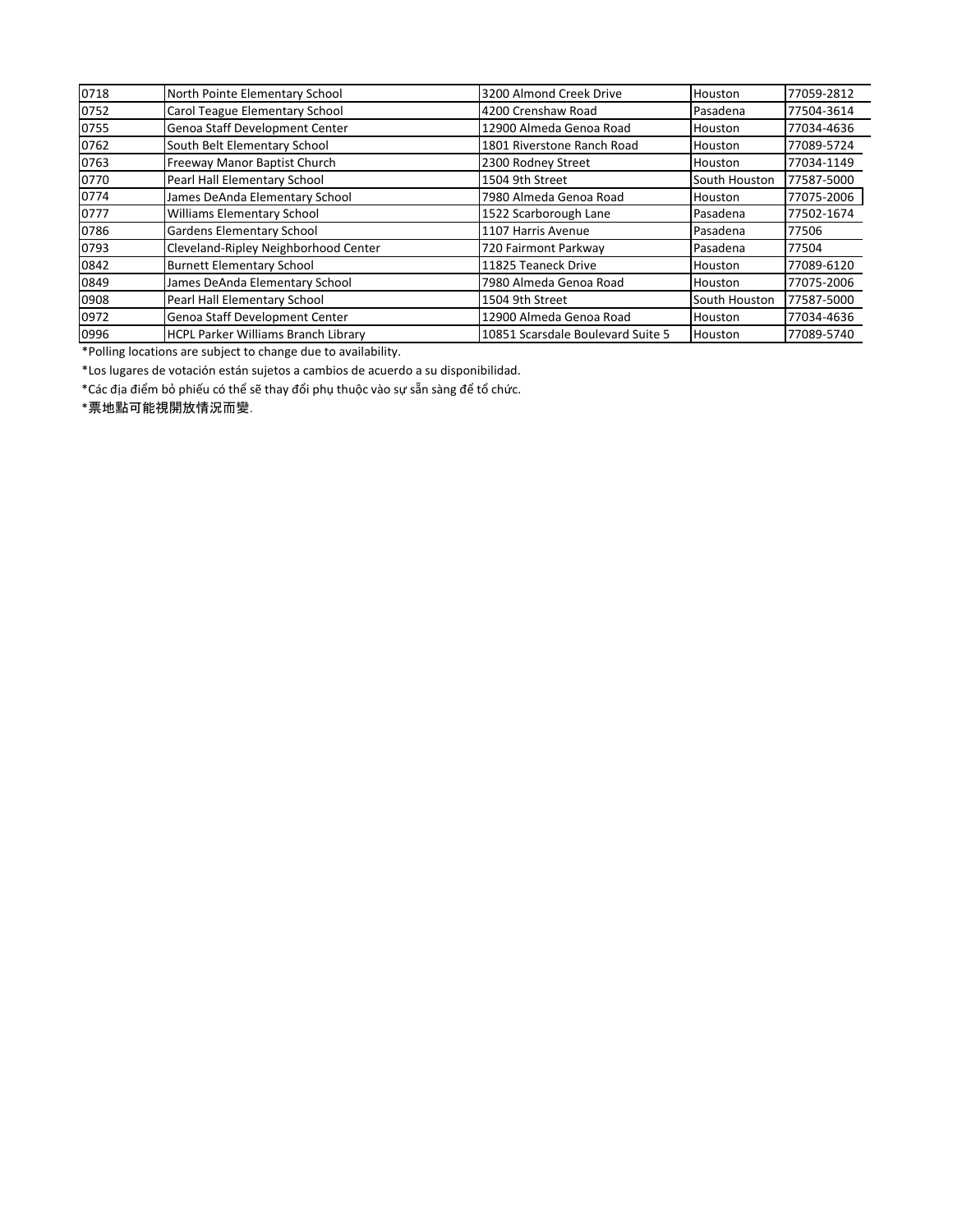| | | | | |
|---|---|---|---|---|
| 0718 | North Pointe Elementary School | 3200 Almond Creek Drive | Houston | 77059-2812 |
| 0752 | Carol Teague Elementary School | 4200 Crenshaw Road | Pasadena | 77504-3614 |
| 0755 | Genoa Staff Development Center | 12900 Almeda Genoa Road | Houston | 77034-4636 |
| 0762 | South Belt Elementary School | 1801 Riverstone Ranch Road | Houston | 77089-5724 |
| 0763 | Freeway Manor Baptist Church | 2300 Rodney Street | Houston | 77034-1149 |
| 0770 | Pearl Hall Elementary School | 1504 9th Street | South Houston | 77587-5000 |
| 0774 | James DeAnda Elementary School | 7980 Almeda Genoa Road | Houston | 77075-2006 |
| 0777 | Williams Elementary School | 1522 Scarborough Lane | Pasadena | 77502-1674 |
| 0786 | Gardens Elementary School | 1107 Harris Avenue | Pasadena | 77506 |
| 0793 | Cleveland-Ripley Neighborhood Center | 720 Fairmont Parkway | Pasadena | 77504 |
| 0842 | Burnett Elementary School | 11825 Teaneck Drive | Houston | 77089-6120 |
| 0849 | James DeAnda Elementary School | 7980 Almeda Genoa Road | Houston | 77075-2006 |
| 0908 | Pearl Hall Elementary School | 1504 9th Street | South Houston | 77587-5000 |
| 0972 | Genoa Staff Development Center | 12900 Almeda Genoa Road | Houston | 77034-4636 |
| 0996 | HCPL Parker Williams Branch Library | 10851 Scarsdale Boulevard Suite 5 | Houston | 77089-5740 |

*Polling locations are subject to change due to availability.

*Los lugares de votación están sujetos a cambios de acuerdo a su disponibilidad.

*Các địa điểm bỏ phiếu có thể sẽ thay đổi phụ thuộc vào sự sẵn sàng để tổ chức.

*票地點可能視開放情況而變.